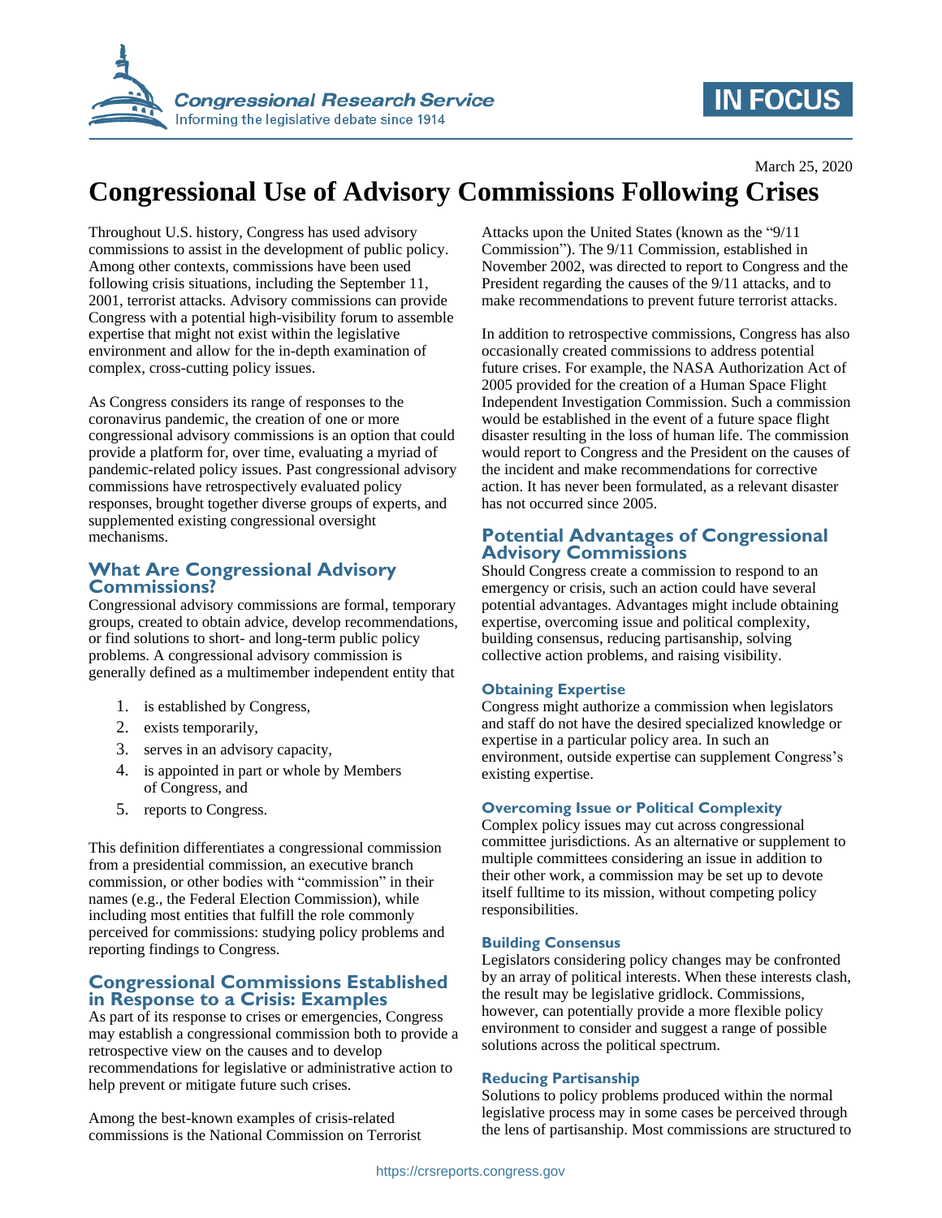March 25, 2020

# Congressional Use of Advisory Commissions Following Crises

Throughout U.S. history, Congress has used advisory commissions to assist in the development of public policy. Among other contexts, commissions have been used following crisis situations, including the September 11, 2001, terrorist attacks. Advisory commissions can provide Congress with a potential high-visibility forum to assemble expertise that might not exist within the legislative environment and allow for the in-depth examination of complex, cross-cutting policy issues.

As Congress considers its range of responses to the coronavirus pandemic, the creation of one or more congressional advisory commissions is an option that could provide a platform for, over time, evaluating a myriad of pandemic-related policy issues. Past congressional advisory commissions have retrospectively evaluated policy responses, brought together diverse groups of experts, and supplemented existing congressional oversight mechanisms.

## What Are Congressional Advisory Commissions?

Congressional advisory commissions are formal, temporary groups, created to obtain advice, develop recommendations, or find solutions to short- and long-term public policy problems. A congressional advisory commission is generally defined as a multimember independent entity that

1. is established by Congress,
2. exists temporarily,
3. serves in an advisory capacity,
4. is appointed in part or whole by Members of Congress, and
5. reports to Congress.

This definition differentiates a congressional commission from a presidential commission, an executive branch commission, or other bodies with "commission" in their names (e.g., the Federal Election Commission), while including most entities that fulfill the role commonly perceived for commissions: studying policy problems and reporting findings to Congress.

## Congressional Commissions Established in Response to a Crisis: Examples

As part of its response to crises or emergencies, Congress may establish a congressional commission both to provide a retrospective view on the causes and to develop recommendations for legislative or administrative action to help prevent or mitigate future such crises.

Among the best-known examples of crisis-related commissions is the National Commission on Terrorist Attacks upon the United States (known as the "9/11 Commission"). The 9/11 Commission, established in November 2002, was directed to report to Congress and the President regarding the causes of the 9/11 attacks, and to make recommendations to prevent future terrorist attacks.

In addition to retrospective commissions, Congress has also occasionally created commissions to address potential future crises. For example, the NASA Authorization Act of 2005 provided for the creation of a Human Space Flight Independent Investigation Commission. Such a commission would be established in the event of a future space flight disaster resulting in the loss of human life. The commission would report to Congress and the President on the causes of the incident and make recommendations for corrective action. It has never been formulated, as a relevant disaster has not occurred since 2005.

## Potential Advantages of Congressional Advisory Commissions

Should Congress create a commission to respond to an emergency or crisis, such an action could have several potential advantages. Advantages might include obtaining expertise, overcoming issue and political complexity, building consensus, reducing partisanship, solving collective action problems, and raising visibility.

### Obtaining Expertise

Congress might authorize a commission when legislators and staff do not have the desired specialized knowledge or expertise in a particular policy area. In such an environment, outside expertise can supplement Congress's existing expertise.

### Overcoming Issue or Political Complexity

Complex policy issues may cut across congressional committee jurisdictions. As an alternative or supplement to multiple committees considering an issue in addition to their other work, a commission may be set up to devote itself fulltime to its mission, without competing policy responsibilities.

### Building Consensus

Legislators considering policy changes may be confronted by an array of political interests. When these interests clash, the result may be legislative gridlock. Commissions, however, can potentially provide a more flexible policy environment to consider and suggest a range of possible solutions across the political spectrum.

### Reducing Partisanship

Solutions to policy problems produced within the normal legislative process may in some cases be perceived through the lens of partisanship. Most commissions are structured to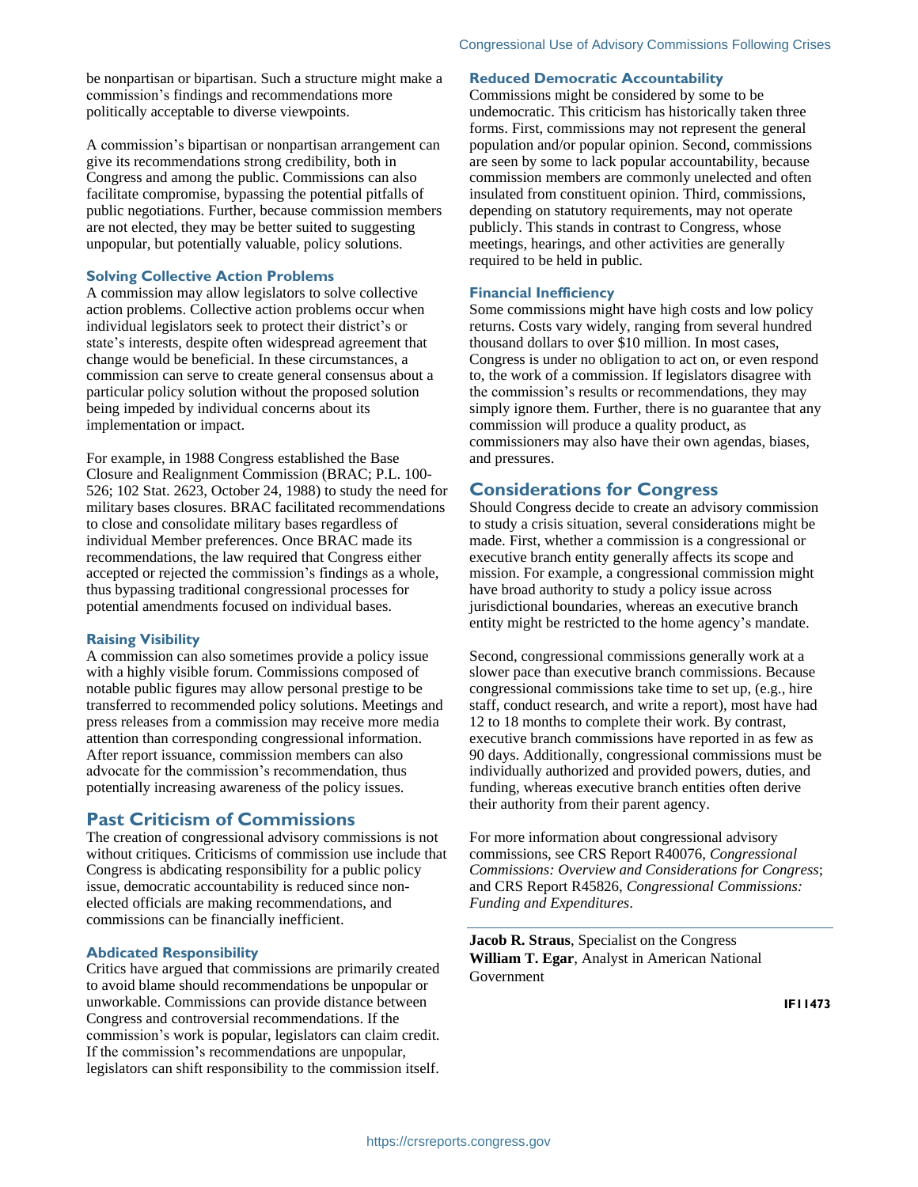be nonpartisan or bipartisan. Such a structure might make a commission's findings and recommendations more politically acceptable to diverse viewpoints.

A commission's bipartisan or nonpartisan arrangement can give its recommendations strong credibility, both in Congress and among the public. Commissions can also facilitate compromise, bypassing the potential pitfalls of public negotiations. Further, because commission members are not elected, they may be better suited to suggesting unpopular, but potentially valuable, policy solutions.

### Solving Collective Action Problems

A commission may allow legislators to solve collective action problems. Collective action problems occur when individual legislators seek to protect their district's or state's interests, despite often widespread agreement that change would be beneficial. In these circumstances, a commission can serve to create general consensus about a particular policy solution without the proposed solution being impeded by individual concerns about its implementation or impact.

For example, in 1988 Congress established the Base Closure and Realignment Commission (BRAC; P.L. 100-526; 102 Stat. 2623, October 24, 1988) to study the need for military bases closures. BRAC facilitated recommendations to close and consolidate military bases regardless of individual Member preferences. Once BRAC made its recommendations, the law required that Congress either accepted or rejected the commission's findings as a whole, thus bypassing traditional congressional processes for potential amendments focused on individual bases.

### Raising Visibility

A commission can also sometimes provide a policy issue with a highly visible forum. Commissions composed of notable public figures may allow personal prestige to be transferred to recommended policy solutions. Meetings and press releases from a commission may receive more media attention than corresponding congressional information. After report issuance, commission members can also advocate for the commission's recommendation, thus potentially increasing awareness of the policy issues.

## Past Criticism of Commissions

The creation of congressional advisory commissions is not without critiques. Criticisms of commission use include that Congress is abdicating responsibility for a public policy issue, democratic accountability is reduced since non-elected officials are making recommendations, and commissions can be financially inefficient.

### Abdicated Responsibility

Critics have argued that commissions are primarily created to avoid blame should recommendations be unpopular or unworkable. Commissions can provide distance between Congress and controversial recommendations. If the commission's work is popular, legislators can claim credit. If the commission's recommendations are unpopular, legislators can shift responsibility to the commission itself.

### Reduced Democratic Accountability

Commissions might be considered by some to be undemocratic. This criticism has historically taken three forms. First, commissions may not represent the general population and/or popular opinion. Second, commissions are seen by some to lack popular accountability, because commission members are commonly unelected and often insulated from constituent opinion. Third, commissions, depending on statutory requirements, may not operate publicly. This stands in contrast to Congress, whose meetings, hearings, and other activities are generally required to be held in public.

### Financial Inefficiency

Some commissions might have high costs and low policy returns. Costs vary widely, ranging from several hundred thousand dollars to over $10 million. In most cases, Congress is under no obligation to act on, or even respond to, the work of a commission. If legislators disagree with the commission's results or recommendations, they may simply ignore them. Further, there is no guarantee that any commission will produce a quality product, as commissioners may also have their own agendas, biases, and pressures.

## Considerations for Congress

Should Congress decide to create an advisory commission to study a crisis situation, several considerations might be made. First, whether a commission is a congressional or executive branch entity generally affects its scope and mission. For example, a congressional commission might have broad authority to study a policy issue across jurisdictional boundaries, whereas an executive branch entity might be restricted to the home agency's mandate.

Second, congressional commissions generally work at a slower pace than executive branch commissions. Because congressional commissions take time to set up, (e.g., hire staff, conduct research, and write a report), most have had 12 to 18 months to complete their work. By contrast, executive branch commissions have reported in as few as 90 days. Additionally, congressional commissions must be individually authorized and provided powers, duties, and funding, whereas executive branch entities often derive their authority from their parent agency.

For more information about congressional advisory commissions, see CRS Report R40076, *Congressional Commissions: Overview and Considerations for Congress*; and CRS Report R45826, *Congressional Commissions: Funding and Expenditures*.

---

**Jacob R. Straus**, Specialist on the Congress
**William T. Egar**, Analyst in American National Government

**IF11473**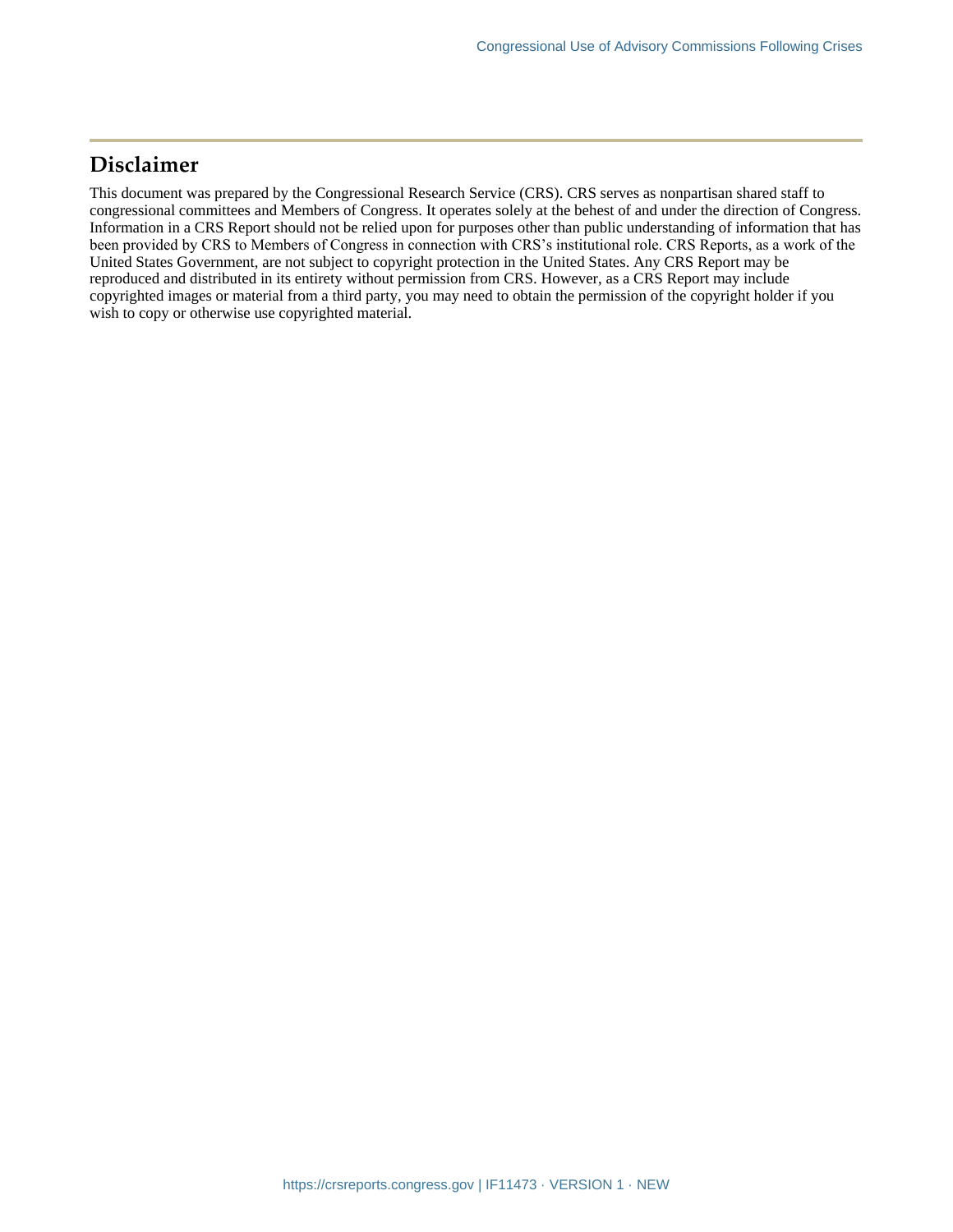## Disclaimer

This document was prepared by the Congressional Research Service (CRS). CRS serves as nonpartisan shared staff to congressional committees and Members of Congress. It operates solely at the behest of and under the direction of Congress. Information in a CRS Report should not be relied upon for purposes other than public understanding of information that has been provided by CRS to Members of Congress in connection with CRS's institutional role. CRS Reports, as a work of the United States Government, are not subject to copyright protection in the United States. Any CRS Report may be reproduced and distributed in its entirety without permission from CRS. However, as a CRS Report may include copyrighted images or material from a third party, you may need to obtain the permission of the copyright holder if you wish to copy or otherwise use copyrighted material.